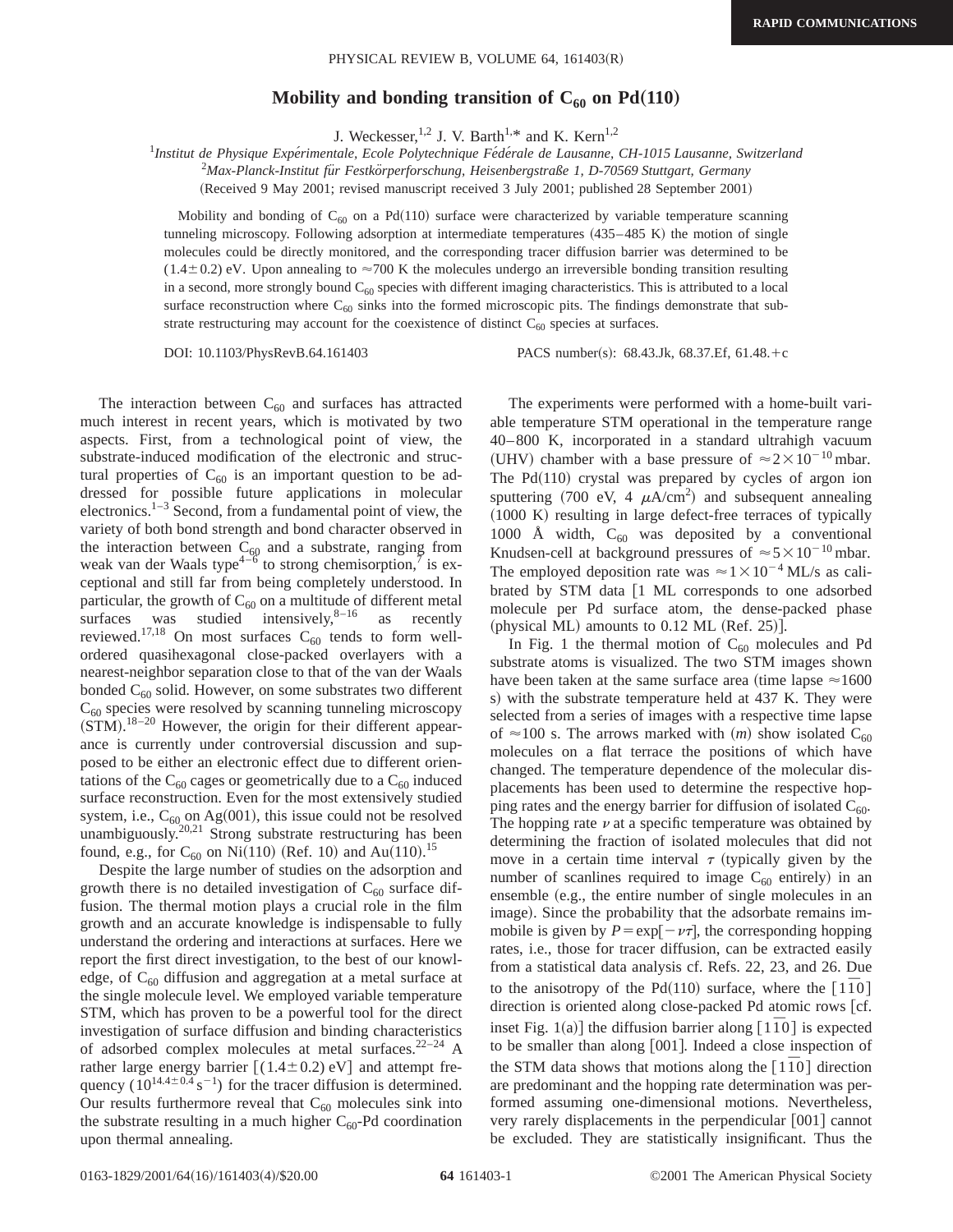# Mobility and bonding transition of $C_{60}$ on Pd(110)

J. Weckesser,[1,2] J. V. Barth,[1,*] and K. Kern[1,2]

[1]*Institut de Physique Expérimentale, Ecole Polytechnique Fédérale de Lausanne, CH-1015 Lausanne, Switzerland*
[2]*Max-Planck-Institut für Festkörperforschung, Heisenbergstraße 1, D-70569 Stuttgart, Germany*

(Received 9 May 2001; revised manuscript received 3 July 2001; published 28 September 2001)

Mobility and bonding of $C_{60}$ on a Pd(110) surface were characterized by variable temperature scanning tunneling microscopy. Following adsorption at intermediate temperatures (435–485 K) the motion of single molecules could be directly monitored, and the corresponding tracer diffusion barrier was determined to be (1.4±0.2) eV. Upon annealing to ≈700 K the molecules undergo an irreversible bonding transition resulting in a second, more strongly bound $C_{60}$ species with different imaging characteristics. This is attributed to a local surface reconstruction where $C_{60}$ sinks into the formed microscopic pits. The findings demonstrate that substrate restructuring may account for the coexistence of distinct $C_{60}$ species at surfaces.

DOI: 10.1103/PhysRevB.64.161403 PACS number(s): 68.43.Jk, 68.37.Ef, 61.48.+c

The interaction between $C_{60}$ and surfaces has attracted much interest in recent years, which is motivated by two aspects. First, from a technological point of view, the substrate-induced modification of the electronic and structural properties of $C_{60}$ is an important question to be addressed for possible future applications in molecular electronics.[1–3] Second, from a fundamental point of view, the variety of both bond strength and bond character observed in the interaction between $C_{60}$ and a substrate, ranging from weak van der Waals type[4–6] to strong chemisorption,[7] is exceptional and still far from being completely understood. In particular, the growth of $C_{60}$ on a multitude of different metal surfaces was studied intensively,[8–16] as recently reviewed.[17,18] On most surfaces $C_{60}$ tends to form well-ordered quasihexagonal close-packed overlayers with a nearest-neighbor separation close to that of the van der Waals bonded $C_{60}$ solid. However, on some substrates two different $C_{60}$ species were resolved by scanning tunneling microscopy (STM).[18–20] However, the origin for their different appearance is currently under controversial discussion and supposed to be either an electronic effect due to different orientations of the $C_{60}$ cages or geometrically due to a $C_{60}$ induced surface reconstruction. Even for the most extensively studied system, i.e., $C_{60}$ on Ag(001), this issue could not be resolved unambiguously.[20,21] Strong substrate restructuring has been found, e.g., for $C_{60}$ on Ni(110) (Ref. 10) and Au(110).[15]

Despite the large number of studies on the adsorption and growth there is no detailed investigation of $C_{60}$ surface diffusion. The thermal motion plays a crucial role in the film growth and an accurate knowledge is indispensable to fully understand the ordering and interactions at surfaces. Here we report the first direct investigation, to the best of our knowledge, of $C_{60}$ diffusion and aggregation at a metal surface at the single molecule level. We employed variable temperature STM, which has proven to be a powerful tool for the direct investigation of surface diffusion and binding characteristics of adsorbed complex molecules at metal surfaces.[22–24] A rather large energy barrier [(1.4±0.2) eV] and attempt frequency ($10^{14.4\pm0.4}\,s^{-1}$) for the tracer diffusion is determined. Our results furthermore reveal that $C_{60}$ molecules sink into the substrate resulting in a much higher $C_{60}$-Pd coordination upon thermal annealing.

The experiments were performed with a home-built variable temperature STM operational in the temperature range 40–800 K, incorporated in a standard ultrahigh vacuum (UHV) chamber with a base pressure of $\approx 2\times10^{-10}$ mbar. The Pd(110) crystal was prepared by cycles of argon ion sputtering (700 eV, 4 $\mu A/cm^2$) and subsequent annealing (1000 K) resulting in large defect-free terraces of typically 1000 Å width, $C_{60}$ was deposited by a conventional Knudsen-cell at background pressures of $\approx 5\times10^{-10}$ mbar. The employed deposition rate was $\approx 1\times10^{-4}$ ML/s as calibrated by STM data [1 ML corresponds to one adsorbed molecule per Pd surface atom, the dense-packed phase (physical ML) amounts to 0.12 ML (Ref. 25)].

In Fig. 1 the thermal motion of $C_{60}$ molecules and Pd substrate atoms is visualized. The two STM images shown have been taken at the same surface area (time lapse ≈1600 s) with the substrate temperature held at 437 K. They were selected from a series of images with a respective time lapse of ≈100 s. The arrows marked with (*m*) show isolated $C_{60}$ molecules on a flat terrace the positions of which have changed. The temperature dependence of the molecular displacements has been used to determine the respective hopping rates and the energy barrier for diffusion of isolated $C_{60}$. The hopping rate $\nu$ at a specific temperature was obtained by determining the fraction of isolated molecules that did not move in a certain time interval $\tau$ (typically given by the number of scanlines required to image $C_{60}$ entirely) in an ensemble (e.g., the entire number of single molecules in an image). Since the probability that the adsorbate remains immobile is given by $P=\exp[-\nu\tau]$, the corresponding hopping rates, i.e., those for tracer diffusion, can be extracted easily from a statistical data analysis cf. Refs. 22, 23, and 26. Due to the anisotropy of the Pd(110) surface, where the $[1\bar{1}0]$ direction is oriented along close-packed Pd atomic rows [cf. inset Fig. 1(a)] the diffusion barrier along $[1\bar{1}0]$ is expected to be smaller than along [001]. Indeed a close inspection of the STM data shows that motions along the $[1\bar{1}0]$ direction are predominant and the hopping rate determination was performed assuming one-dimensional motions. Nevertheless, very rarely displacements in the perpendicular [001] cannot be excluded. They are statistically insignificant. Thus the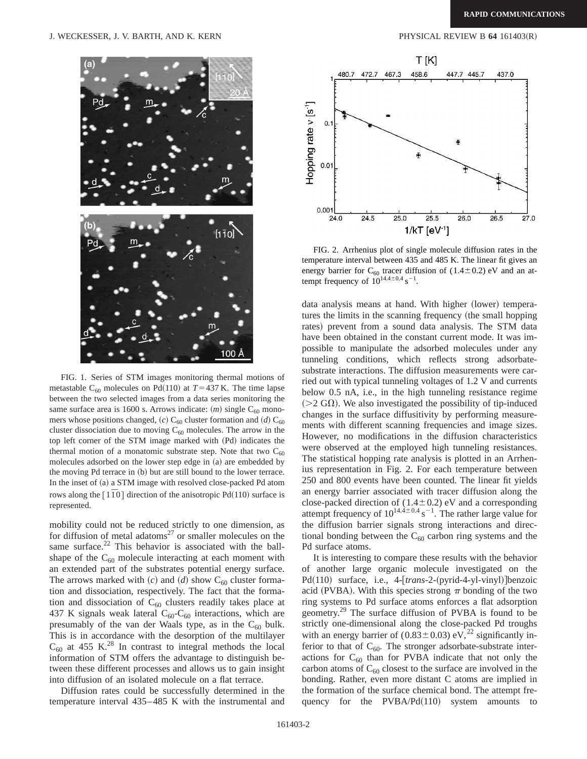FIG. 1. Series of STM images monitoring thermal motions of metastable $C_{60}$ molecules on Pd(110) at $T=437$ K. The time lapse between the two selected images from a data series monitoring the same surface area is 1600 s. Arrows indicate: (*m*) single $C_{60}$ monomers whose positions changed, (*c*) $C_{60}$ cluster formation and (*d*) $C_{60}$ cluster dissociation due to moving $C_{60}$ molecules. The arrow in the top left corner of the STM image marked with (Pd) indicates the thermal motion of a monatomic substrate step. Note that two $C_{60}$ molecules adsorbed on the lower step edge in (a) are embedded by the moving Pd terrace in (b) but are still bound to the lower terrace. In the inset of (a) a STM image with resolved close-packed Pd atom rows along the $[1\bar{1}0]$ direction of the anisotropic Pd(110) surface is represented.

mobility could not be reduced strictly to one dimension, as for diffusion of metal adatoms[27] or smaller molecules on the same surface.[22] This behavior is associated with the ball-shape of the $C_{60}$ molecule interacting at each moment with an extended part of the substrates potential energy surface. The arrows marked with (*c*) and (*d*) show $C_{60}$ cluster formation and dissociation, respectively. The fact that the formation and dissociation of $C_{60}$ clusters readily takes place at 437 K signals weak lateral $C_{60}$-$C_{60}$ interactions, which are presumably of the van der Waals type, as in the $C_{60}$ bulk. This is in accordance with the desorption of the multilayer $C_{60}$ at 455 K.[28] In contrast to integral methods the local information of STM offers the advantage to distinguish between these different processes and allows us to gain insight into diffusion of an isolated molecule on a flat terrace.

Diffusion rates could be successfully determined in the temperature interval 435–485 K with the instrumental and data analysis means at hand. With higher (lower) temperatures the limits in the scanning frequency (the small hopping rates) prevent from a sound data analysis. The STM data have been obtained in the constant current mode. It was impossible to manipulate the adsorbed molecules under any tunneling conditions, which reflects strong adsorbate-substrate interactions. The diffusion measurements were carried out with typical tunneling voltages of 1.2 V and currents below 0.5 nA, i.e., in the high tunneling resistance regime ($>2$ G$\Omega$). We also investigated the possibility of tip-induced changes in the surface diffusivity by performing measurements with different scanning frequencies and image sizes. However, no modifications in the diffusion characteristics were observed at the employed high tunneling resistances. The statistical hopping rate analysis is plotted in an Arrhenius representation in Fig. 2. For each temperature between 250 and 800 events have been counted. The linear fit yields an energy barrier associated with tracer diffusion along the close-packed direction of $(1.4\pm0.2)$ eV and a corresponding attempt frequency of $10^{14.4\pm0.4}\,\mathrm{s}^{-1}$. The rather large value for the diffusion barrier signals strong interactions and directional bonding between the $C_{60}$ carbon ring systems and the Pd surface atoms.

FIG. 2. Arrhenius plot of single molecule diffusion rates in the temperature interval between 435 and 485 K. The linear fit gives an energy barrier for $C_{60}$ tracer diffusion of $(1.4\pm0.2)$ eV and an attempt frequency of $10^{14.4\pm0.4}\,\mathrm{s}^{-1}$.

It is interesting to compare these results with the behavior of another large organic molecule investigated on the Pd(110) surface, i.e., 4-[*trans*-2-(pyrid-4-yl-vinyl)]benzoic acid (PVBA). With this species strong $\pi$ bonding of the two ring systems to Pd surface atoms enforces a flat adsorption geometry.[29] The surface diffusion of PVBA is found to be strictly one-dimensional along the close-packed Pd troughs with an energy barrier of $(0.83\pm0.03)$ eV,[22] significantly inferior to that of $C_{60}$. The stronger adsorbate-substrate interactions for $C_{60}$ than for PVBA indicate that not only the carbon atoms of $C_{60}$ closest to the surface are involved in the bonding. Rather, even more distant C atoms are implied in the formation of the surface chemical bond. The attempt frequency for the PVBA/Pd(110) system amounts to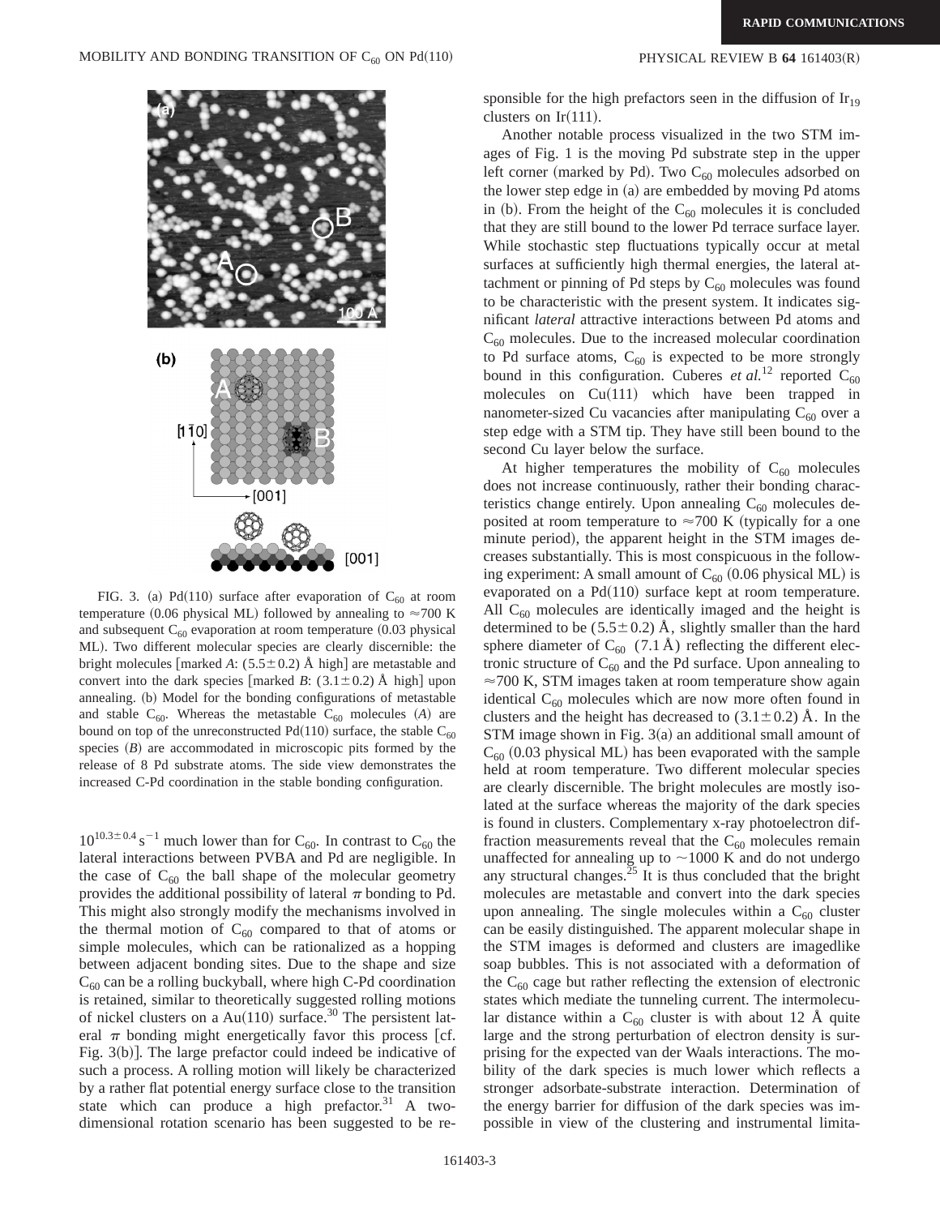FIG. 3. (a) Pd(110) surface after evaporation of $C_{60}$ at room temperature (0.06 physical ML) followed by annealing to ≈700 K and subsequent $C_{60}$ evaporation at room temperature (0.03 physical ML). Two different molecular species are clearly discernible: the bright molecules [marked *A*: (5.5±0.2) Å high] are metastable and convert into the dark species [marked *B*: (3.1±0.2) Å high] upon annealing. (b) Model for the bonding configurations of metastable and stable $C_{60}$. Whereas the metastable $C_{60}$ molecules (*A*) are bound on top of the unreconstructed Pd(110) surface, the stable $C_{60}$ species (*B*) are accommodated in microscopic pits formed by the release of 8 Pd substrate atoms. The side view demonstrates the increased C-Pd coordination in the stable bonding configuration.

$10^{10.3\pm0.4}\,s^{-1}$ much lower than for $C_{60}$. In contrast to $C_{60}$ the lateral interactions between PVBA and Pd are negligible. In the case of $C_{60}$ the ball shape of the molecular geometry provides the additional possibility of lateral $\pi$ bonding to Pd. This might also strongly modify the mechanisms involved in the thermal motion of $C_{60}$ compared to that of atoms or simple molecules, which can be rationalized as a hopping between adjacent bonding sites. Due to the shape and size $C_{60}$ can be a rolling buckyball, where high C-Pd coordination is retained, similar to theoretically suggested rolling motions of nickel clusters on a Au(110) surface.[30] The persistent lateral $\pi$ bonding might energetically favor this process [cf. Fig. 3(b)]. The large prefactor could indeed be indicative of such a process. A rolling motion will likely be characterized by a rather flat potential energy surface close to the transition state which can produce a high prefactor.[31] A two-dimensional rotation scenario has been suggested to be responsible for the high prefactors seen in the diffusion of $Ir_{19}$ clusters on Ir(111).

Another notable process visualized in the two STM images of Fig. 1 is the moving Pd substrate step in the upper left corner (marked by Pd). Two $C_{60}$ molecules adsorbed on the lower step edge in (a) are embedded by moving Pd atoms in (b). From the height of the $C_{60}$ molecules it is concluded that they are still bound to the lower Pd terrace surface layer. While stochastic step fluctuations typically occur at metal surfaces at sufficiently high thermal energies, the lateral attachment or pinning of Pd steps by $C_{60}$ molecules was found to be characteristic with the present system. It indicates significant *lateral* attractive interactions between Pd atoms and $C_{60}$ molecules. Due to the increased molecular coordination to Pd surface atoms, $C_{60}$ is expected to be more strongly bound in this configuration. Cuberes *et al.*[12] reported $C_{60}$ molecules on Cu(111) which have been trapped in nanometer-sized Cu vacancies after manipulating $C_{60}$ over a step edge with a STM tip. They have still been bound to the second Cu layer below the surface.

At higher temperatures the mobility of $C_{60}$ molecules does not increase continuously, rather their bonding characteristics change entirely. Upon annealing $C_{60}$ molecules deposited at room temperature to ≈700 K (typically for a one minute period), the apparent height in the STM images decreases substantially. This is most conspicuous in the following experiment: A small amount of $C_{60}$ (0.06 physical ML) is evaporated on a Pd(110) surface kept at room temperature. All $C_{60}$ molecules are identically imaged and the height is determined to be (5.5±0.2) Å, slightly smaller than the hard sphere diameter of $C_{60}$ (7.1 Å) reflecting the different electronic structure of $C_{60}$ and the Pd surface. Upon annealing to ≈700 K, STM images taken at room temperature show again identical $C_{60}$ molecules which are now more often found in clusters and the height has decreased to (3.1±0.2) Å. In the STM image shown in Fig. 3(a) an additional small amount of $C_{60}$ (0.03 physical ML) has been evaporated with the sample held at room temperature. Two different molecular species are clearly discernible. The bright molecules are mostly isolated at the surface whereas the majority of the dark species is found in clusters. Complementary x-ray photoelectron diffraction measurements reveal that the $C_{60}$ molecules remain unaffected for annealing up to ∼1000 K and do not undergo any structural changes.[25] It is thus concluded that the bright molecules are metastable and convert into the dark species upon annealing. The single molecules within a $C_{60}$ cluster can be easily distinguished. The apparent molecular shape in the STM images is deformed and clusters are imagedlike soap bubbles. This is not associated with a deformation of the $C_{60}$ cage but rather reflecting the extension of electronic states which mediate the tunneling current. The intermolecular distance within a $C_{60}$ cluster is with about 12 Å quite large and the strong perturbation of electron density is surprising for the expected van der Waals interactions. The mobility of the dark species is much lower which reflects a stronger adsorbate-substrate interaction. Determination of the energy barrier for diffusion of the dark species was impossible in view of the clustering and instrumental limita-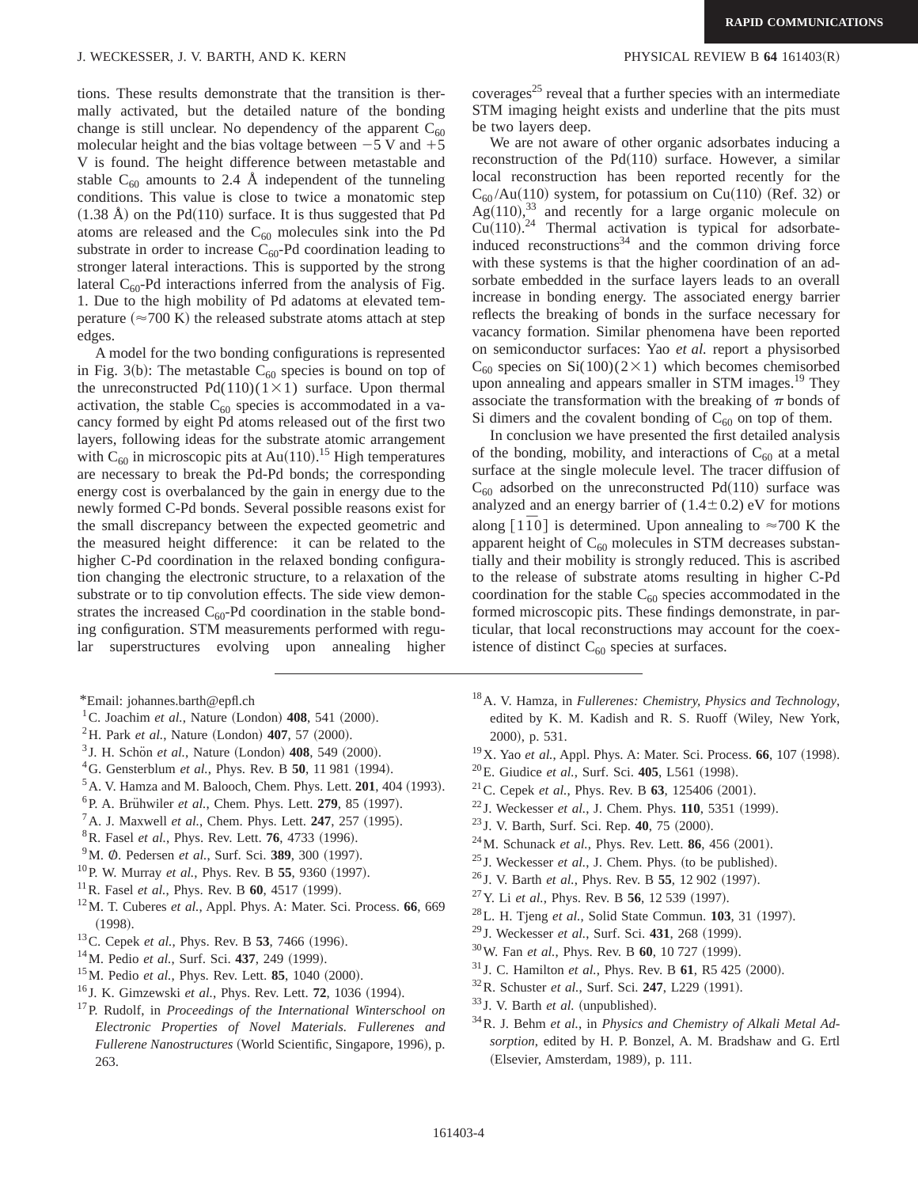tions. These results demonstrate that the transition is thermally activated, but the detailed nature of the bonding change is still unclear. No dependency of the apparent $C_{60}$ molecular height and the bias voltage between $-5$ V and $+5$ V is found. The height difference between metastable and stable $C_{60}$ amounts to 2.4 Å independent of the tunneling conditions. This value is close to twice a monatomic step (1.38 Å) on the Pd(110) surface. It is thus suggested that Pd atoms are released and the $C_{60}$ molecules sink into the Pd substrate in order to increase $C_{60}$-Pd coordination leading to stronger lateral interactions. This is supported by the strong lateral $C_{60}$-Pd interactions inferred from the analysis of Fig. 1. Due to the high mobility of Pd adatoms at elevated temperature (≈700 K) the released substrate atoms attach at step edges.

A model for the two bonding configurations is represented in Fig. 3(b): The metastable $C_{60}$ species is bound on top of the unreconstructed Pd(110)$(1\times1)$ surface. Upon thermal activation, the stable $C_{60}$ species is accommodated in a vacancy formed by eight Pd atoms released out of the first two layers, following ideas for the substrate atomic arrangement with $C_{60}$ in microscopic pits at Au(110).[15] High temperatures are necessary to break the Pd-Pd bonds; the corresponding energy cost is overbalanced by the gain in energy due to the newly formed C-Pd bonds. Several possible reasons exist for the small discrepancy between the expected geometric and the measured height difference: it can be related to the higher C-Pd coordination in the relaxed bonding configuration changing the electronic structure, to a relaxation of the substrate or to tip convolution effects. The side view demonstrates the increased $C_{60}$-Pd coordination in the stable bonding configuration. STM measurements performed with regular superstructures evolving upon annealing higher coverages[25] reveal that a further species with an intermediate STM imaging height exists and underline that the pits must be two layers deep.

We are not aware of other organic adsorbates inducing a reconstruction of the Pd(110) surface. However, a similar local reconstruction has been reported recently for the $C_{60}$/Au(110) system, for potassium on Cu(110) (Ref. 32) or Ag(110),[33] and recently for a large organic molecule on Cu(110).[24] Thermal activation is typical for adsorbate-induced reconstructions[34] and the common driving force with these systems is that the higher coordination of an adsorbate embedded in the surface layers leads to an overall increase in bonding energy. The associated energy barrier reflects the breaking of bonds in the surface necessary for vacancy formation. Similar phenomena have been reported on semiconductor surfaces: Yao *et al.* report a physisorbed $C_{60}$ species on Si(100)$(2\times1)$ which becomes chemisorbed upon annealing and appears smaller in STM images.[19] They associate the transformation with the breaking of $\pi$ bonds of Si dimers and the covalent bonding of $C_{60}$ on top of them.

In conclusion we have presented the first detailed analysis of the bonding, mobility, and interactions of $C_{60}$ at a metal surface at the single molecule level. The tracer diffusion of $C_{60}$ adsorbed on the unreconstructed Pd(110) surface was analyzed and an energy barrier of $(1.4\pm0.2)$ eV for motions along $[1\bar{1}0]$ is determined. Upon annealing to ≈700 K the apparent height of $C_{60}$ molecules in STM decreases substantially and their mobility is strongly reduced. This is ascribed to the release of substrate atoms resulting in higher C-Pd coordination for the stable $C_{60}$ species accommodated in the formed microscopic pits. These findings demonstrate, in particular, that local reconstructions may account for the coexistence of distinct $C_{60}$ species at surfaces.

---

*Email: johannes.barth@epfl.ch

[1] C. Joachim *et al.*, Nature (London) **408**, 541 (2000).

[2] H. Park *et al.*, Nature (London) **407**, 57 (2000).

[3] J. H. Schön *et al.*, Nature (London) **408**, 549 (2000).

[4] G. Gensterblum *et al.*, Phys. Rev. B **50**, 11 981 (1994).

[5] A. V. Hamza and M. Balooch, Chem. Phys. Lett. **201**, 404 (1993).

[6] P. A. Brühwiler *et al.*, Chem. Phys. Lett. **279**, 85 (1997).

[7] A. J. Maxwell *et al.*, Chem. Phys. Lett. **247**, 257 (1995).

[8] R. Fasel *et al.*, Phys. Rev. Lett. **76**, 4733 (1996).

[9] M. Ø. Pedersen *et al.*, Surf. Sci. **389**, 300 (1997).

[10] P. W. Murray *et al.*, Phys. Rev. B **55**, 9360 (1997).

[11] R. Fasel *et al.*, Phys. Rev. B **60**, 4517 (1999).

[12] M. T. Cuberes *et al.*, Appl. Phys. A: Mater. Sci. Process. **66**, 669 (1998).

[13] C. Cepek *et al.*, Phys. Rev. B **53**, 7466 (1996).

[14] M. Pedio *et al.*, Surf. Sci. **437**, 249 (1999).

[15] M. Pedio *et al.*, Phys. Rev. Lett. **85**, 1040 (2000).

[16] J. K. Gimzewski *et al.*, Phys. Rev. Lett. **72**, 1036 (1994).

[17] P. Rudolf, in *Proceedings of the International Winterschool on Electronic Properties of Novel Materials. Fullerenes and Fullerene Nanostructures* (World Scientific, Singapore, 1996), p. 263.

[18] A. V. Hamza, in *Fullerenes: Chemistry, Physics and Technology*, edited by K. M. Kadish and R. S. Ruoff (Wiley, New York, 2000), p. 531.

[19] X. Yao *et al.*, Appl. Phys. A: Mater. Sci. Process. **66**, 107 (1998).

[20] E. Giudice *et al.*, Surf. Sci. **405**, L561 (1998).

[21] C. Cepek *et al.*, Phys. Rev. B **63**, 125406 (2001).

[22] J. Weckesser *et al.*, J. Chem. Phys. **110**, 5351 (1999).

[23] J. V. Barth, Surf. Sci. Rep. **40**, 75 (2000).

[24] M. Schunack *et al.*, Phys. Rev. Lett. **86**, 456 (2001).

[25] J. Weckesser *et al.*, J. Chem. Phys. (to be published).

[26] J. V. Barth *et al.*, Phys. Rev. B **55**, 12 902 (1997).

[27] Y. Li *et al.*, Phys. Rev. B **56**, 12 539 (1997).

[28] L. H. Tjeng *et al.*, Solid State Commun. **103**, 31 (1997).

[29] J. Weckesser *et al.*, Surf. Sci. **431**, 268 (1999).

[30] W. Fan *et al.*, Phys. Rev. B **60**, 10 727 (1999).

[31] J. C. Hamilton *et al.*, Phys. Rev. B **61**, R5 425 (2000).

[32] R. Schuster *et al.*, Surf. Sci. **247**, L229 (1991).

[33] J. V. Barth *et al.* (unpublished).

[34] R. J. Behm *et al.*, in *Physics and Chemistry of Alkali Metal Adsorption*, edited by H. P. Bonzel, A. M. Bradshaw and G. Ertl (Elsevier, Amsterdam, 1989), p. 111.